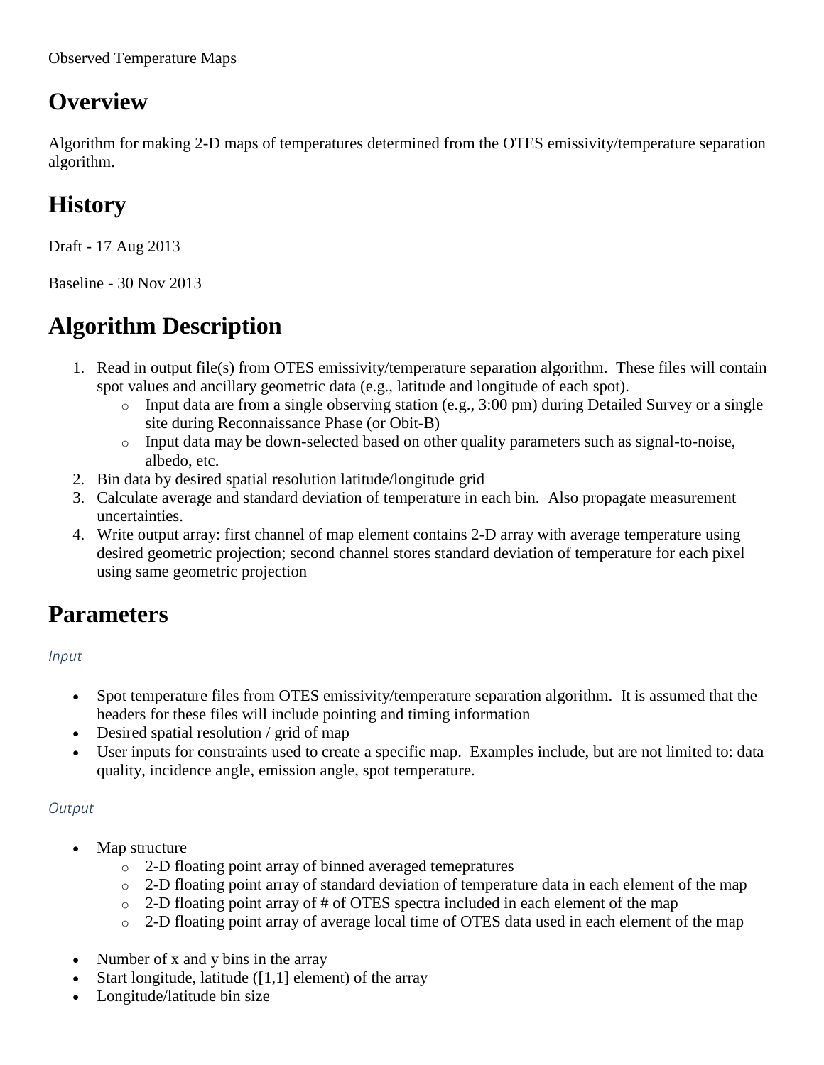Observed Temperature Maps

# Overview

Algorithm for making 2-D maps of temperatures determined from the OTES emissivity/temperature separation algorithm.

# History

Draft - 17 Aug 2013

Baseline - 30 Nov 2013

# Algorithm Description

1. Read in output file(s) from OTES emissivity/temperature separation algorithm.  These files will contain spot values and ancillary geometric data (e.g., latitude and longitude of each spot).
   - Input data are from a single observing station (e.g., 3:00 pm) during Detailed Survey or a single site during Reconnaissance Phase (or Obit-B)
   - Input data may be down-selected based on other quality parameters such as signal-to-noise, albedo, etc.
2. Bin data by desired spatial resolution latitude/longitude grid
3. Calculate average and standard deviation of temperature in each bin.  Also propagate measurement uncertainties.
4. Write output array: first channel of map element contains 2-D array with average temperature using desired geometric projection; second channel stores standard deviation of temperature for each pixel using same geometric projection

# Parameters

### *Input*

- Spot temperature files from OTES emissivity/temperature separation algorithm.  It is assumed that the headers for these files will include pointing and timing information
- Desired spatial resolution / grid of map
- User inputs for constraints used to create a specific map.  Examples include, but are not limited to: data quality, incidence angle, emission angle, spot temperature.

### *Output*

- Map structure
  - 2-D floating point array of binned averaged temepratures
  - 2-D floating point array of standard deviation of temperature data in each element of the map
  - 2-D floating point array of # of OTES spectra included in each element of the map
  - 2-D floating point array of average local time of OTES data used in each element of the map

- Number of x and y bins in the array
- Start longitude, latitude ([1,1] element) of the array
- Longitude/latitude bin size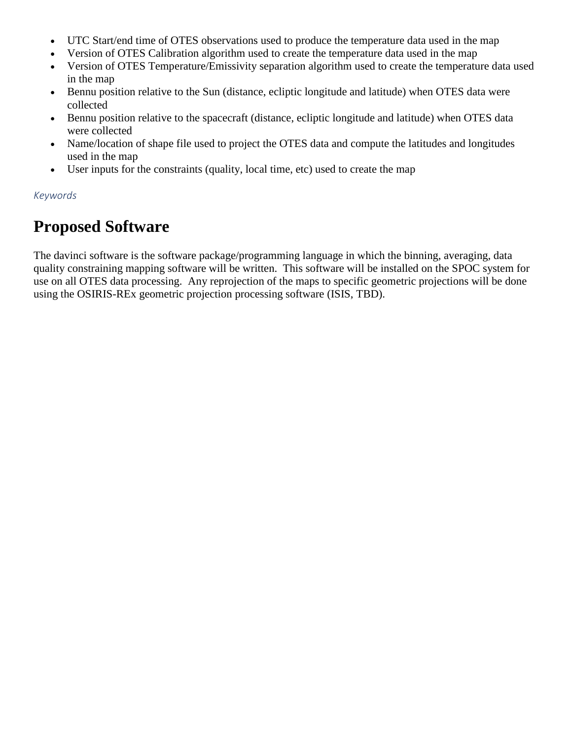- UTC Start/end time of OTES observations used to produce the temperature data used in the map
- Version of OTES Calibration algorithm used to create the temperature data used in the map
- Version of OTES Temperature/Emissivity separation algorithm used to create the temperature data used in the map
- Bennu position relative to the Sun (distance, ecliptic longitude and latitude) when OTES data were collected
- Bennu position relative to the spacecraft (distance, ecliptic longitude and latitude) when OTES data were collected
- Name/location of shape file used to project the OTES data and compute the latitudes and longitudes used in the map
- User inputs for the constraints (quality, local time, etc) used to create the map

*Keywords*

# Proposed Software

The davinci software is the software package/programming language in which the binning, averaging, data quality constraining mapping software will be written. This software will be installed on the SPOC system for use on all OTES data processing. Any reprojection of the maps to specific geometric projections will be done using the OSIRIS-REx geometric projection processing software (ISIS, TBD).